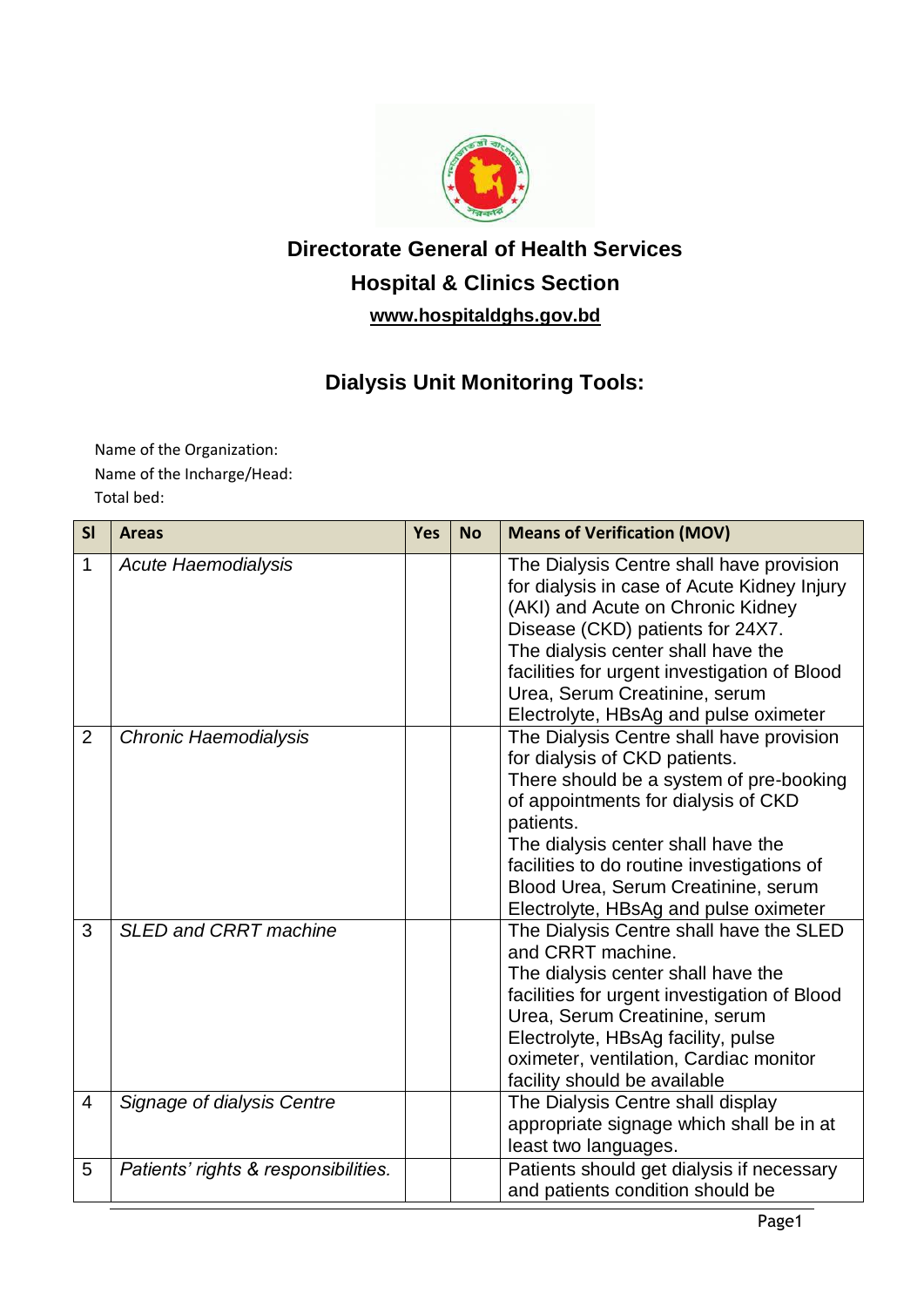**Directorate General of Health Services**

**Hospital & Clinics Section**

**www.hospitaldghs.gov.bd**

## Dialysis Unit Monitoring Tools:

Name of the Organization:
Name of the Incharge/Head:
Total bed:

| Sl | Areas | Yes | No | Means of Verification (MOV) |
|---|---|---|---|---|
| 1 | *Acute Haemodialysis* | | | The Dialysis Centre shall have provision for dialysis in case of Acute Kidney Injury (AKI) and Acute on Chronic Kidney Disease (CKD) patients for 24X7. The dialysis center shall have the facilities for urgent investigation of Blood Urea, Serum Creatinine, serum Electrolyte, HBsAg and pulse oximeter |
| 2 | *Chronic Haemodialysis* | | | The Dialysis Centre shall have provision for dialysis of CKD patients. There should be a system of pre-booking of appointments for dialysis of CKD patients. The dialysis center shall have the facilities to do routine investigations of Blood Urea, Serum Creatinine, serum Electrolyte, HBsAg and pulse oximeter |
| 3 | *SLED and CRRT machine* | | | The Dialysis Centre shall have the SLED and CRRT machine. The dialysis center shall have the facilities for urgent investigation of Blood Urea, Serum Creatinine, serum Electrolyte, HBsAg facility, pulse oximeter, ventilation, Cardiac monitor facility should be available |
| 4 | *Signage of dialysis Centre* | | | The Dialysis Centre shall display appropriate signage which shall be in at least two languages. |
| 5 | *Patients' rights & responsibilities.* | | | Patients should get dialysis if necessary and patients condition should be |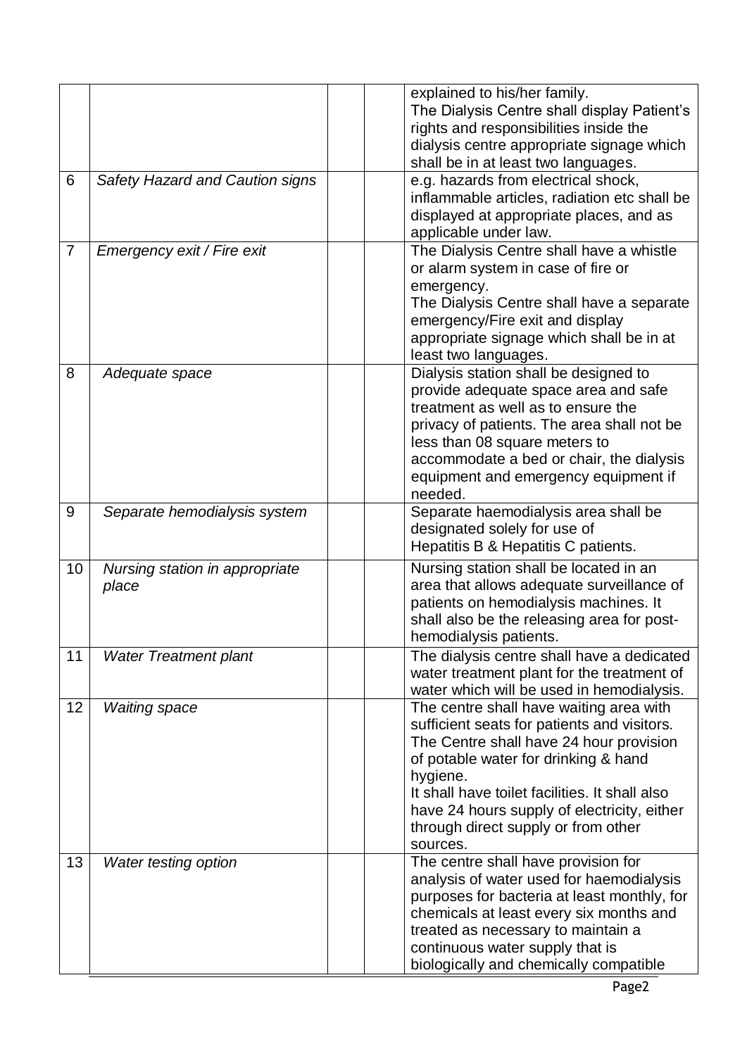|  |  |  |  | explained to his/her family. The Dialysis Centre shall display Patient's rights and responsibilities inside the dialysis centre appropriate signage which shall be in at least two languages. |
|---|---|---|---|---|
| 6 | *Safety Hazard and Caution signs* |  |  | e.g. hazards from electrical shock, inflammable articles, radiation etc shall be displayed at appropriate places, and as applicable under law. |
| 7 | *Emergency exit / Fire exit* |  |  | The Dialysis Centre shall have a whistle or alarm system in case of fire or emergency. The Dialysis Centre shall have a separate emergency/Fire exit and display appropriate signage which shall be in at least two languages. |
| 8 | *Adequate space* |  |  | Dialysis station shall be designed to provide adequate space area and safe treatment as well as to ensure the privacy of patients. The area shall not be less than 08 square meters to accommodate a bed or chair, the dialysis equipment and emergency equipment if needed. |
| 9 | *Separate hemodialysis system* |  |  | Separate haemodialysis area shall be designated solely for use of Hepatitis B & Hepatitis C patients. |
| 10 | *Nursing station in appropriate place* |  |  | Nursing station shall be located in an area that allows adequate surveillance of patients on hemodialysis machines. It shall also be the releasing area for post-hemodialysis patients. |
| 11 | *Water Treatment plant* |  |  | The dialysis centre shall have a dedicated water treatment plant for the treatment of water which will be used in hemodialysis. |
| 12 | *Waiting space* |  |  | The centre shall have waiting area with sufficient seats for patients and visitors. The Centre shall have 24 hour provision of potable water for drinking & hand hygiene. It shall have toilet facilities. It shall also have 24 hours supply of electricity, either through direct supply or from other sources. |
| 13 | *Water testing option* |  |  | The centre shall have provision for analysis of water used for haemodialysis purposes for bacteria at least monthly, for chemicals at least every six months and treated as necessary to maintain a continuous water supply that is biologically and chemically compatible |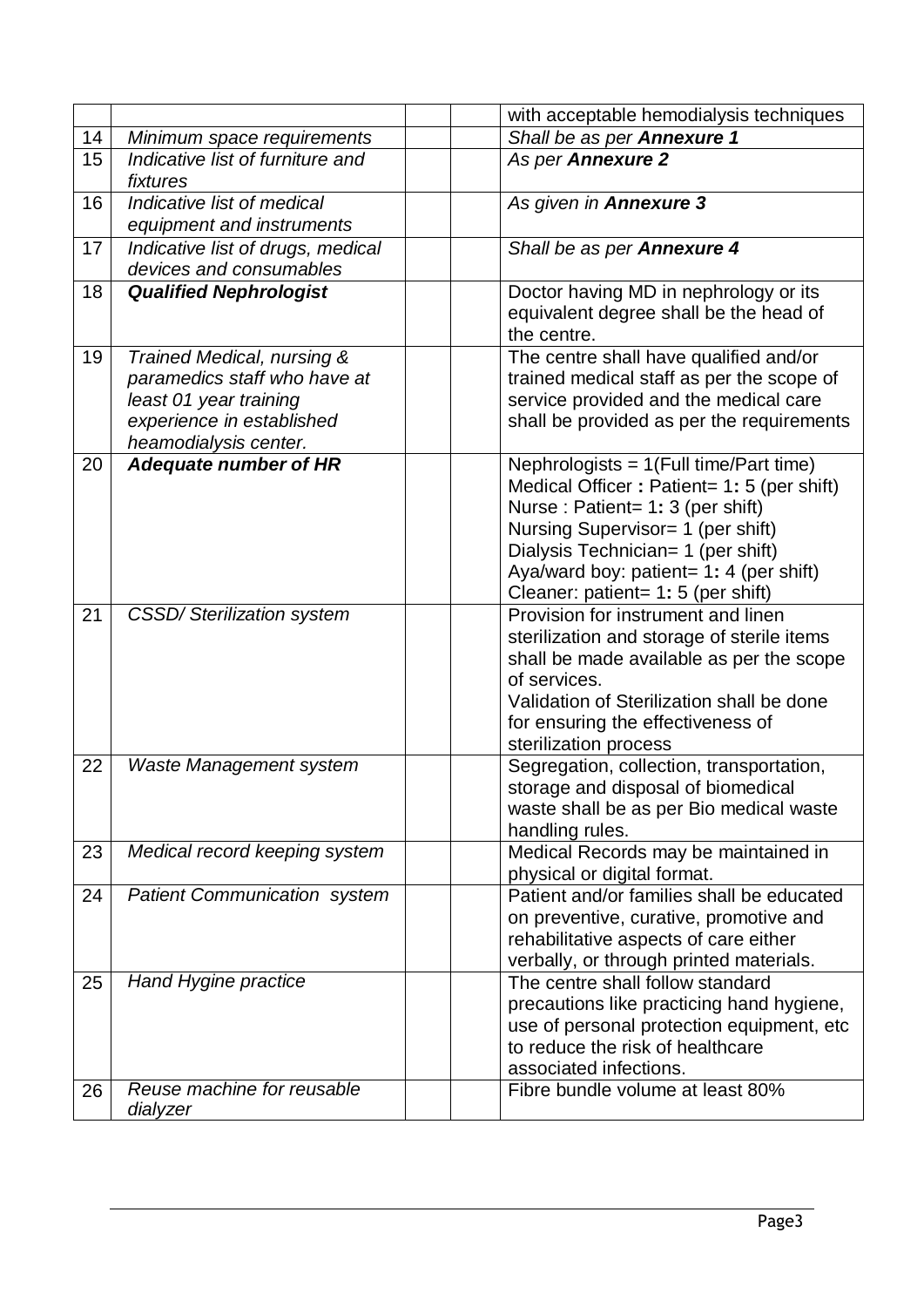| | | | | |
|---|---|---|---|---|
| | | | | with acceptable hemodialysis techniques |
| 14 | *Minimum space requirements* | | | *Shall be as per* ***Annexure 1*** |
| 15 | *Indicative list of furniture and fixtures* | | | *As per* ***Annexure 2*** |
| 16 | *Indicative list of medical equipment and instruments* | | | *As given in* ***Annexure 3*** |
| 17 | *Indicative list of drugs, medical devices and consumables* | | | *Shall be as per* ***Annexure 4*** |
| 18 | ***Qualified Nephrologist*** | | | Doctor having MD in nephrology or its equivalent degree shall be the head of the centre. |
| 19 | *Trained Medical, nursing & paramedics staff who have at least 01 year training experience in established heamodialysis center.* | | | The centre shall have qualified and/or trained medical staff as per the scope of service provided and the medical care shall be provided as per the requirements |
| 20 | ***Adequate number of HR*** | | | Nephrologists = 1(Full time/Part time)<br>Medical Officer **:** Patient= 1**:** 5 (per shift)<br>Nurse : Patient= 1**:** 3 (per shift)<br>Nursing Supervisor= 1 (per shift)<br>Dialysis Technician= 1 (per shift)<br>Aya/ward boy: patient= 1**:** 4 (per shift)<br>Cleaner: patient= 1**:** 5 (per shift) |
| 21 | *CSSD/ Sterilization system* | | | Provision for instrument and linen sterilization and storage of sterile items shall be made available as per the scope of services.<br>Validation of Sterilization shall be done for ensuring the effectiveness of sterilization process |
| 22 | *Waste Management system* | | | Segregation, collection, transportation, storage and disposal of biomedical waste shall be as per Bio medical waste handling rules. |
| 23 | *Medical record keeping system* | | | Medical Records may be maintained in physical or digital format. |
| 24 | *Patient Communication system* | | | Patient and/or families shall be educated on preventive, curative, promotive and rehabilitative aspects of care either verbally, or through printed materials. |
| 25 | *Hand Hygine practice* | | | The centre shall follow standard precautions like practicing hand hygiene, use of personal protection equipment, etc to reduce the risk of healthcare associated infections. |
| 26 | *Reuse machine for reusable dialyzer* | | | Fibre bundle volume at least 80% |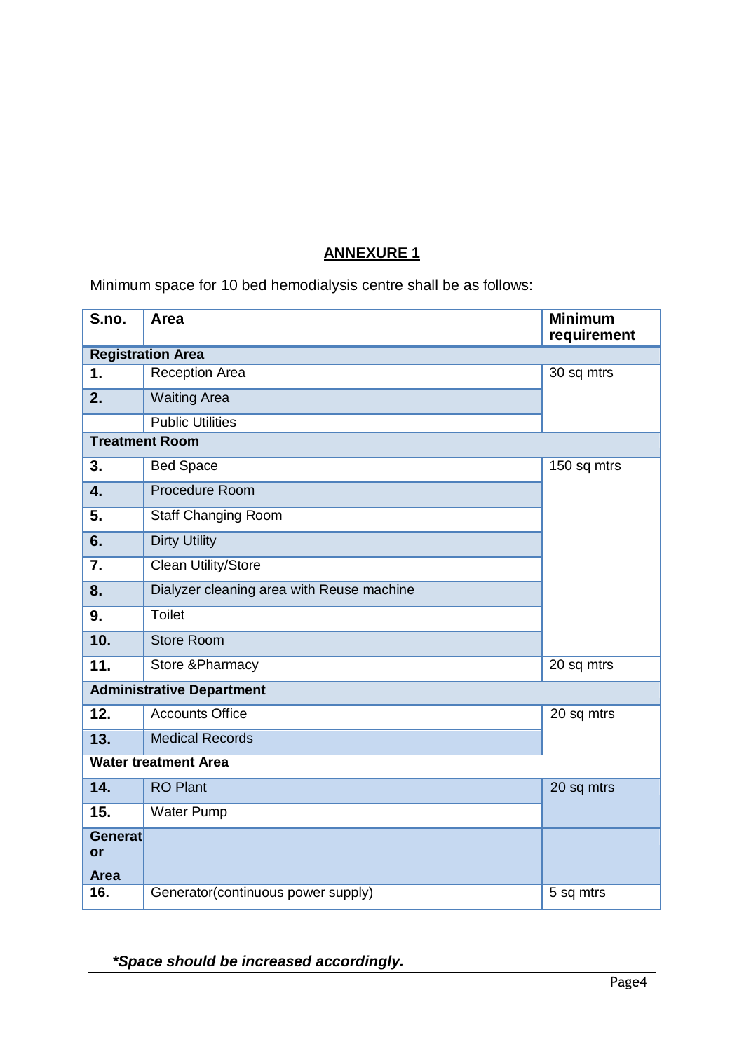## ANNEXURE 1

Minimum space for 10 bed hemodialysis centre shall be as follows:

| S.no. | Area | Minimum requirement |
|---|---|---|
| **Registration Area** | | |
| **1.** | Reception Area | 30 sq mtrs |
| **2.** | Waiting Area | |
| | Public Utilities | |
| **Treatment Room** | | |
| **3.** | Bed Space | 150 sq mtrs |
| **4.** | Procedure Room | |
| **5.** | Staff Changing Room | |
| **6.** | Dirty Utility | |
| **7.** | Clean Utility/Store | |
| **8.** | Dialyzer cleaning area with Reuse machine | |
| **9.** | Toilet | |
| **10.** | Store Room | |
| **11.** | Store &Pharmacy | 20 sq mtrs |
| **Administrative Department** | | |
| **12.** | Accounts Office | 20 sq mtrs |
| **13.** | Medical Records | |
| **Water treatment Area** | | |
| **14.** | RO Plant | 20 sq mtrs |
| **15.** | Water Pump | |
| **Generator Area** | | |
| **16.** | Generator(continuous power supply) | 5 sq mtrs |

***Space should be increased accordingly.***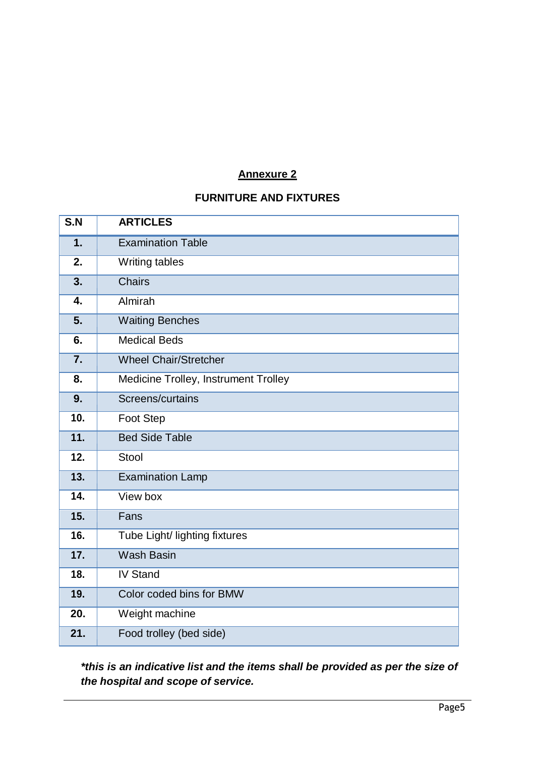## Annexure 2

### FURNITURE AND FIXTURES

| S.N | ARTICLES |
|---|---|
| 1. | Examination Table |
| 2. | Writing tables |
| 3. | Chairs |
| 4. | Almirah |
| 5. | Waiting Benches |
| 6. | Medical Beds |
| 7. | Wheel Chair/Stretcher |
| 8. | Medicine Trolley, Instrument Trolley |
| 9. | Screens/curtains |
| 10. | Foot Step |
| 11. | Bed Side Table |
| 12. | Stool |
| 13. | Examination Lamp |
| 14. | View box |
| 15. | Fans |
| 16. | Tube Light/ lighting fixtures |
| 17. | Wash Basin |
| 18. | IV Stand |
| 19. | Color coded bins for BMW |
| 20. | Weight machine |
| 21. | Food trolley (bed side) |

***this is an indicative list and the items shall be provided as per the size of the hospital and scope of service.***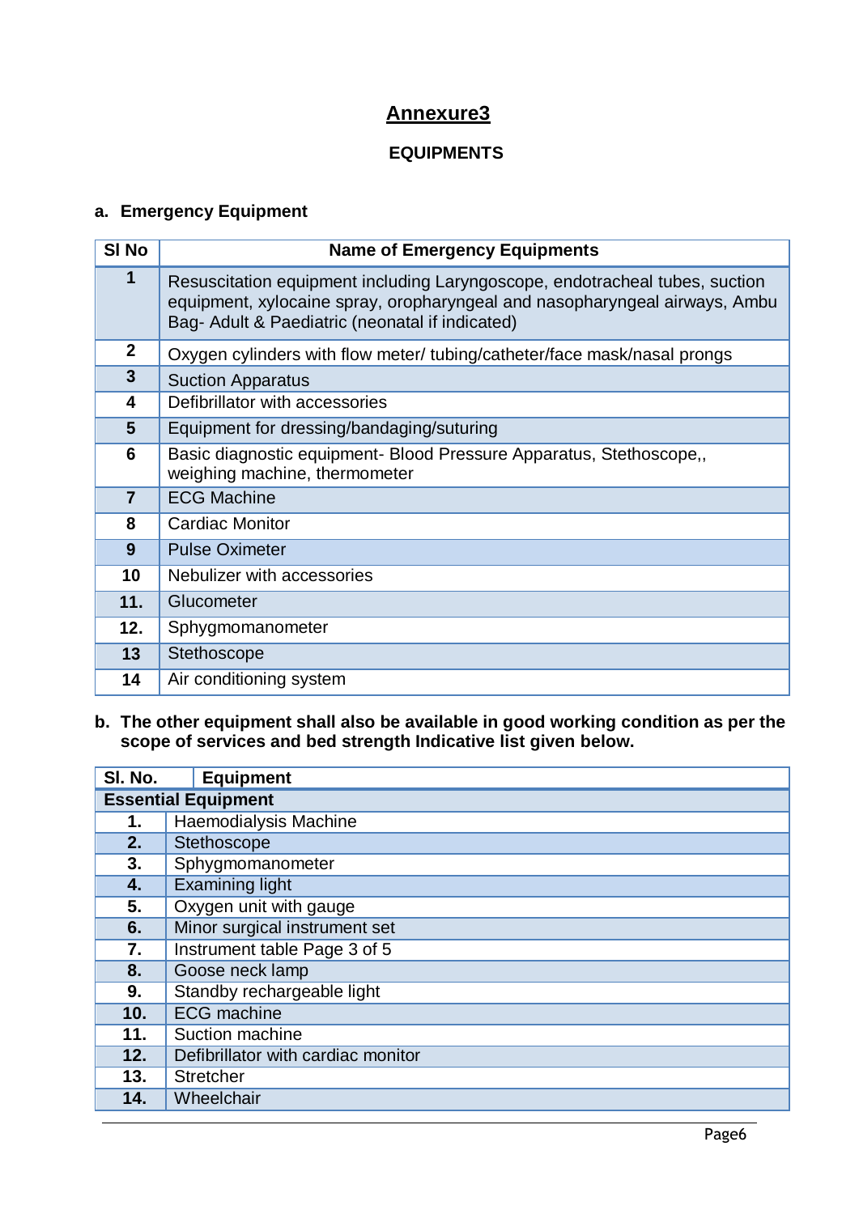# Annexure3

## EQUIPMENTS

### a. Emergency Equipment

| Sl No | Name of Emergency Equipments |
|---|---|
| 1 | Resuscitation equipment including Laryngoscope, endotracheal tubes, suction equipment, xylocaine spray, oropharyngeal and nasopharyngeal airways, Ambu Bag- Adult & Paediatric (neonatal if indicated) |
| 2 | Oxygen cylinders with flow meter/ tubing/catheter/face mask/nasal prongs |
| 3 | Suction Apparatus |
| 4 | Defibrillator with accessories |
| 5 | Equipment for dressing/bandaging/suturing |
| 6 | Basic diagnostic equipment- Blood Pressure Apparatus, Stethoscope,, weighing machine, thermometer |
| 7 | ECG Machine |
| 8 | Cardiac Monitor |
| 9 | Pulse Oximeter |
| 10 | Nebulizer with accessories |
| 11. | Glucometer |
| 12. | Sphygmomanometer |
| 13 | Stethoscope |
| 14 | Air conditioning system |

### b. The other equipment shall also be available in good working condition as per the scope of services and bed strength Indicative list given below.

| Sl. No. | Equipment |
|---|---|
| **Essential Equipment** | |
| 1. | Haemodialysis Machine |
| 2. | Stethoscope |
| 3. | Sphygmomanometer |
| 4. | Examining light |
| 5. | Oxygen unit with gauge |
| 6. | Minor surgical instrument set |
| 7. | Instrument table Page 3 of 5 |
| 8. | Goose neck lamp |
| 9. | Standby rechargeable light |
| 10. | ECG machine |
| 11. | Suction machine |
| 12. | Defibrillator with cardiac monitor |
| 13. | Stretcher |
| 14. | Wheelchair |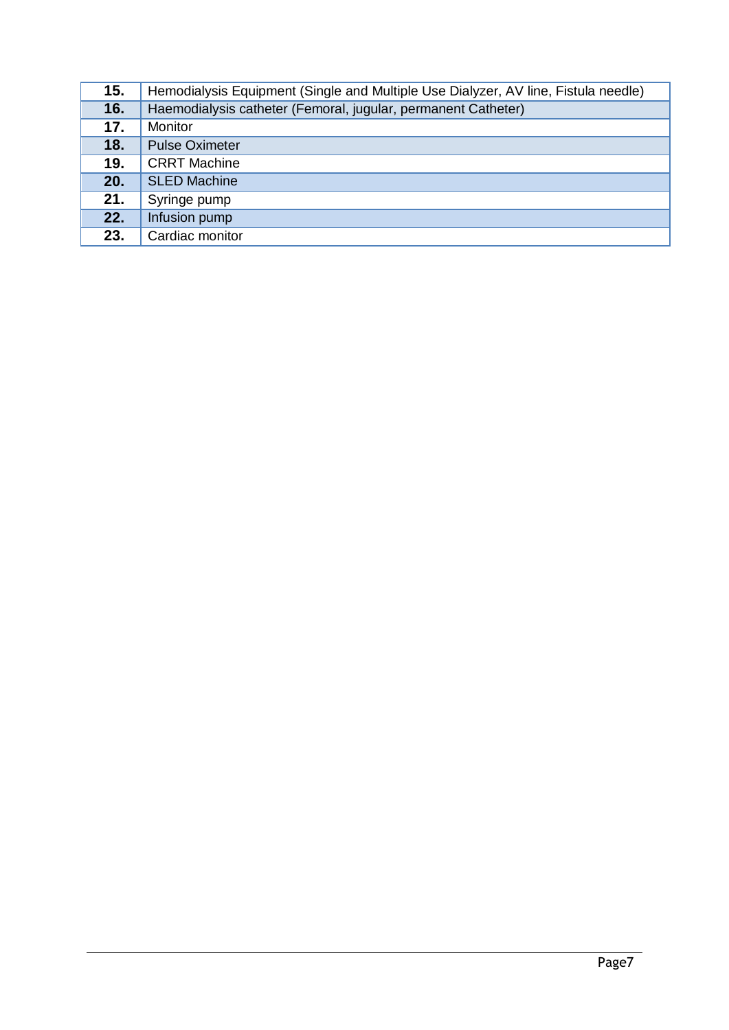| | |
|---|---|
| **15.** | Hemodialysis Equipment (Single and Multiple Use Dialyzer, AV line, Fistula needle) |
| **16.** | Haemodialysis catheter (Femoral, jugular, permanent Catheter) |
| **17.** | Monitor |
| **18.** | Pulse Oximeter |
| **19.** | CRRT Machine |
| **20.** | SLED Machine |
| **21.** | Syringe pump |
| **22.** | Infusion pump |
| **23.** | Cardiac monitor |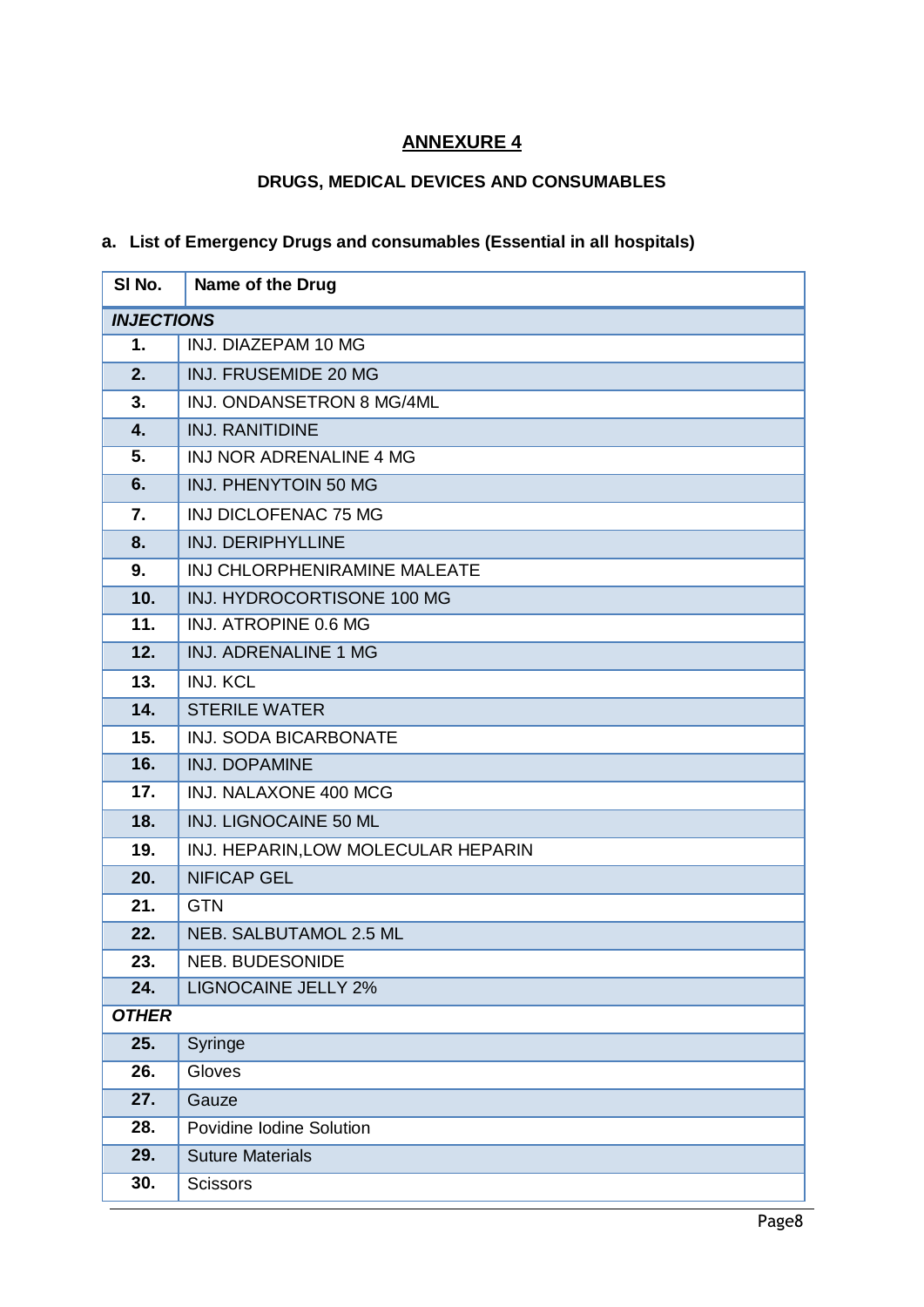# ANNEXURE 4

## DRUGS, MEDICAL DEVICES AND CONSUMABLES

### a. List of Emergency Drugs and consumables (Essential in all hospitals)

| Sl No. | Name of the Drug |
|---|---|
| ***INJECTIONS*** | |
| **1.** | INJ. DIAZEPAM 10 MG |
| **2.** | INJ. FRUSEMIDE 20 MG |
| **3.** | INJ. ONDANSETRON 8 MG/4ML |
| **4.** | INJ. RANITIDINE |
| **5.** | INJ NOR ADRENALINE 4 MG |
| **6.** | INJ. PHENYTOIN 50 MG |
| **7.** | INJ DICLOFENAC 75 MG |
| **8.** | INJ. DERIPHYLLINE |
| **9.** | INJ CHLORPHENIRAMINE MALEATE |
| **10.** | INJ. HYDROCORTISONE 100 MG |
| **11.** | INJ. ATROPINE 0.6 MG |
| **12.** | INJ. ADRENALINE 1 MG |
| **13.** | INJ. KCL |
| **14.** | STERILE WATER |
| **15.** | INJ. SODA BICARBONATE |
| **16.** | INJ. DOPAMINE |
| **17.** | INJ. NALAXONE 400 MCG |
| **18.** | INJ. LIGNOCAINE 50 ML |
| **19.** | INJ. HEPARIN,LOW MOLECULAR HEPARIN |
| **20.** | NIFICAP GEL |
| **21.** | GTN |
| **22.** | NEB. SALBUTAMOL 2.5 ML |
| **23.** | NEB. BUDESONIDE |
| **24.** | LIGNOCAINE JELLY 2% |
| ***OTHER*** | |
| **25.** | Syringe |
| **26.** | Gloves |
| **27.** | Gauze |
| **28.** | Povidine Iodine Solution |
| **29.** | Suture Materials |
| **30.** | Scissors |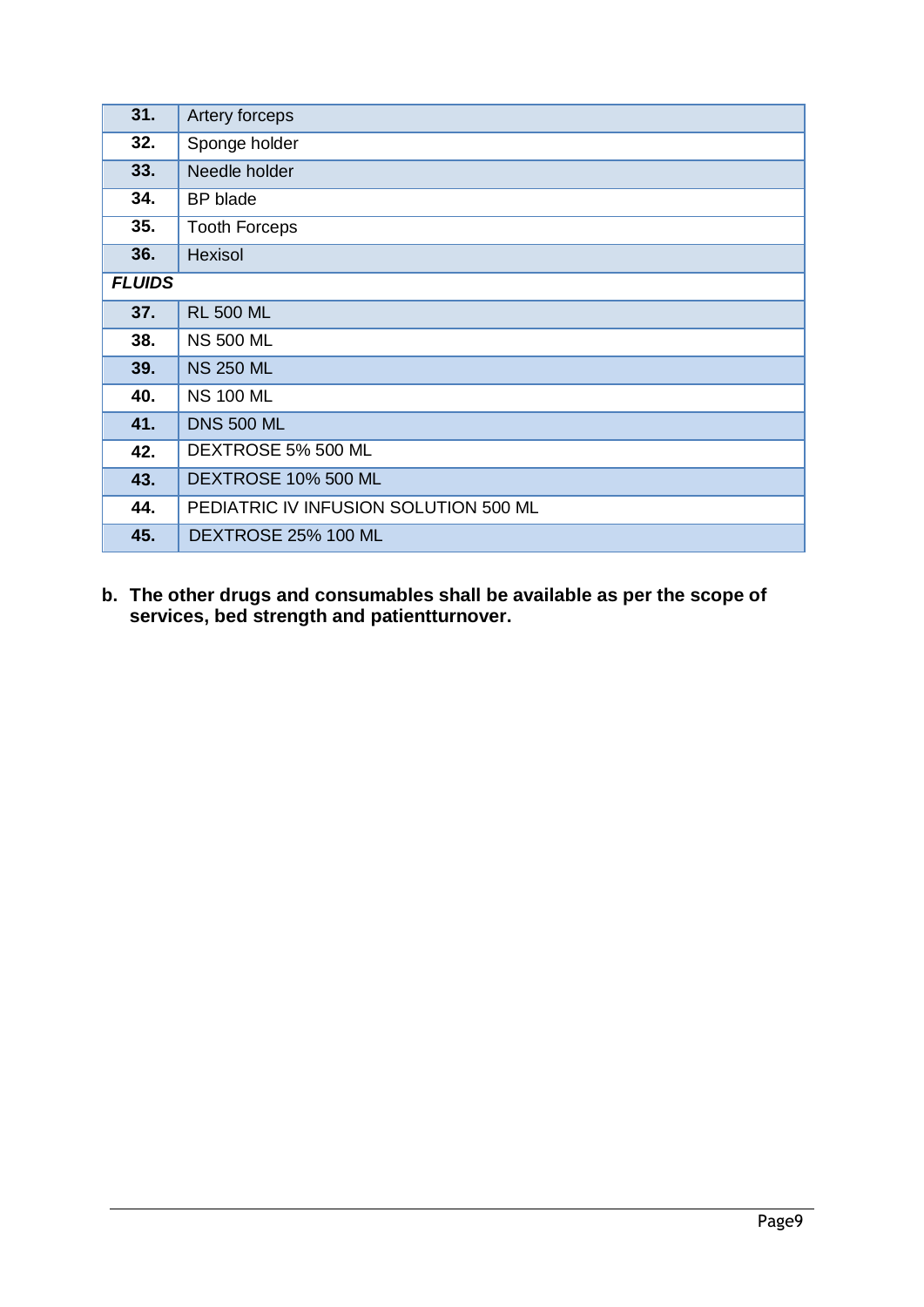| | |
|---|---|
| **31.** | Artery forceps |
| **32.** | Sponge holder |
| **33.** | Needle holder |
| **34.** | BP blade |
| **35.** | Tooth Forceps |
| **36.** | Hexisol |
| ***FLUIDS*** | |
| **37.** | RL 500 ML |
| **38.** | NS 500 ML |
| **39.** | NS 250 ML |
| **40.** | NS 100 ML |
| **41.** | DNS 500 ML |
| **42.** | DEXTROSE 5% 500 ML |
| **43.** | DEXTROSE 10% 500 ML |
| **44.** | PEDIATRIC IV INFUSION SOLUTION 500 ML |
| **45.** | DEXTROSE 25% 100 ML |

**b. The other drugs and consumables shall be available as per the scope of services, bed strength and patientturnover.**